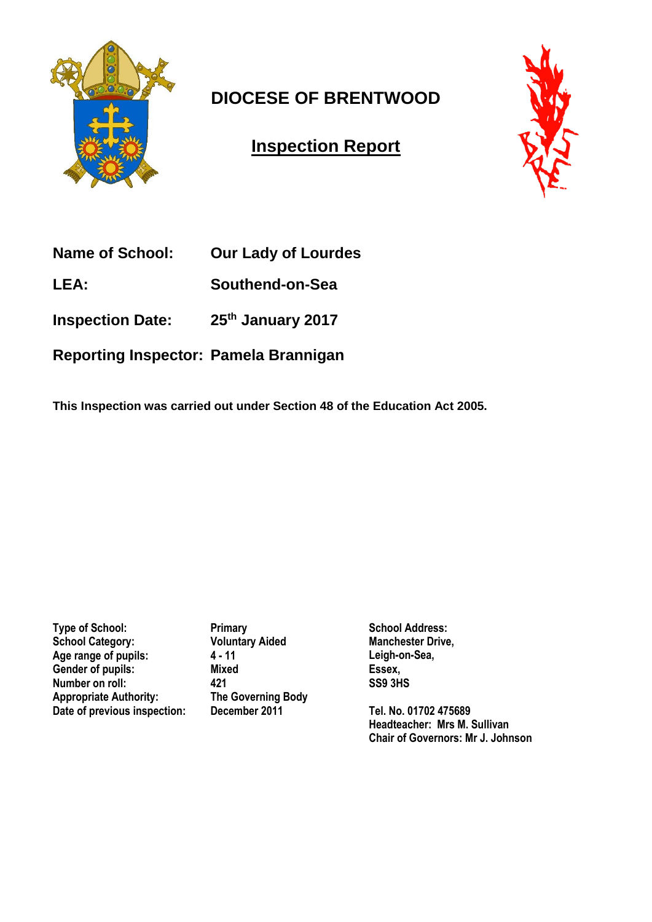# DIOCESE OF BRENTWOOD

## Inspection Report

**Name of School:** **Our Lady of Lourdes**

**LEA:** **Southend-on-Sea**

**Inspection Date:** **25th January 2017**

**Reporting Inspector:** **Pamela Brannigan**

**This Inspection was carried out under Section 48 of the Education Act 2005.**

| | | |
|---|---|---|
| **Type of School:** | **Primary** | **School Address:** |
| **School Category:** | **Voluntary Aided** | **Manchester Drive,** |
| **Age range of pupils:** | **4 - 11** | **Leigh-on-Sea,** |
| **Gender of pupils:** | **Mixed** | **Essex,** |
| **Number on roll:** | **421** | **SS9 3HS** |
| **Appropriate Authority:** | **The Governing Body** | |
| **Date of previous inspection:** | **December 2011** | **Tel. No. 01702 475689** |
| | | **Headteacher: Mrs M. Sullivan** |
| | | **Chair of Governors: Mr J. Johnson** |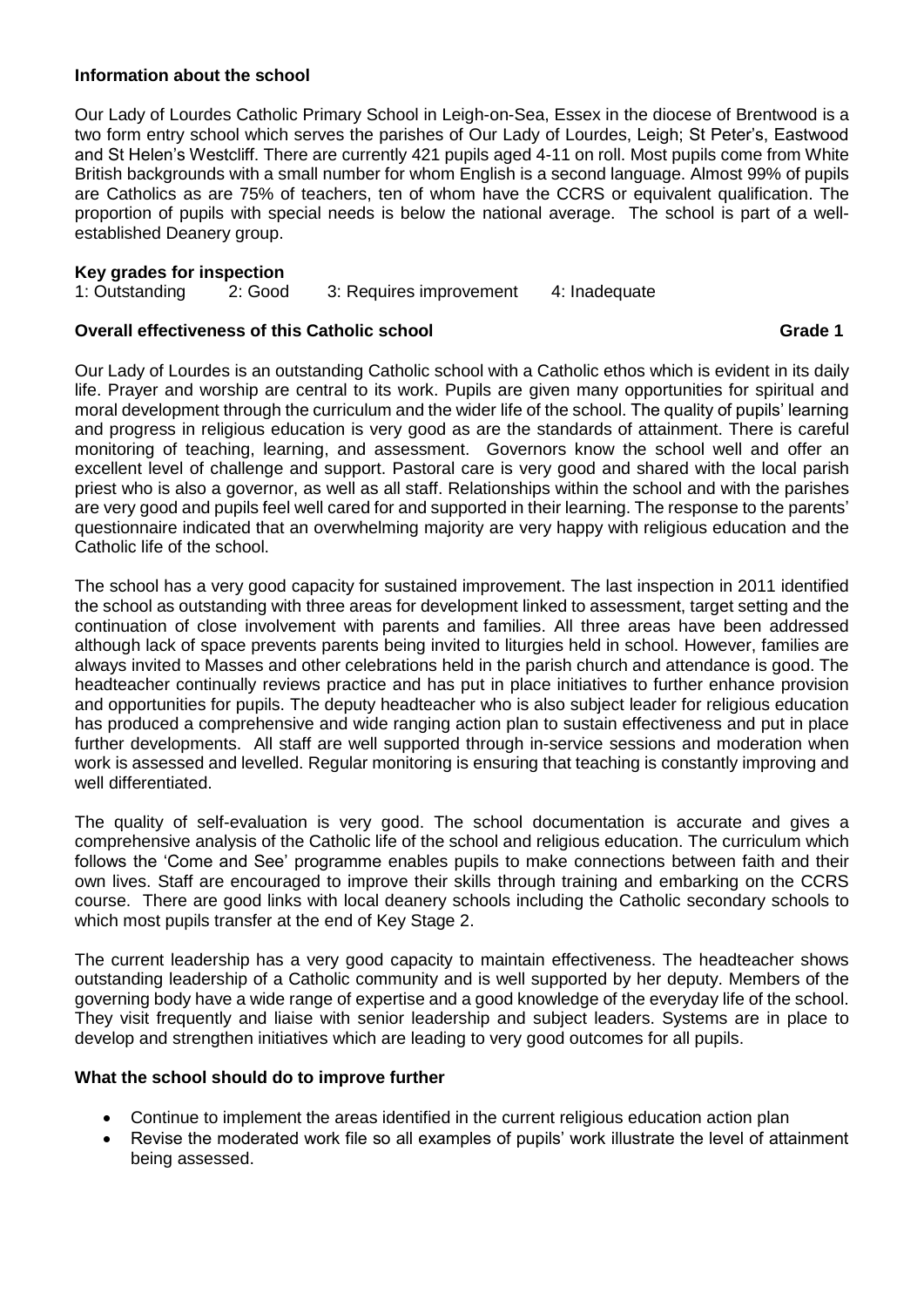**Information about the school**

Our Lady of Lourdes Catholic Primary School in Leigh-on-Sea, Essex in the diocese of Brentwood is a two form entry school which serves the parishes of Our Lady of Lourdes, Leigh; St Peter's, Eastwood and St Helen's Westcliff. There are currently 421 pupils aged 4-11 on roll. Most pupils come from White British backgrounds with a small number for whom English is a second language. Almost 99% of pupils are Catholics as are 75% of teachers, ten of whom have the CCRS or equivalent qualification. The proportion of pupils with special needs is below the national average. The school is part of a well-established Deanery group.

**Key grades for inspection**

1: Outstanding 2: Good 3: Requires improvement 4: Inadequate

**Overall effectiveness of this Catholic school** **Grade 1**

Our Lady of Lourdes is an outstanding Catholic school with a Catholic ethos which is evident in its daily life. Prayer and worship are central to its work. Pupils are given many opportunities for spiritual and moral development through the curriculum and the wider life of the school. The quality of pupils' learning and progress in religious education is very good as are the standards of attainment. There is careful monitoring of teaching, learning, and assessment. Governors know the school well and offer an excellent level of challenge and support. Pastoral care is very good and shared with the local parish priest who is also a governor, as well as all staff. Relationships within the school and with the parishes are very good and pupils feel well cared for and supported in their learning. The response to the parents' questionnaire indicated that an overwhelming majority are very happy with religious education and the Catholic life of the school.

The school has a very good capacity for sustained improvement. The last inspection in 2011 identified the school as outstanding with three areas for development linked to assessment, target setting and the continuation of close involvement with parents and families. All three areas have been addressed although lack of space prevents parents being invited to liturgies held in school. However, families are always invited to Masses and other celebrations held in the parish church and attendance is good. The headteacher continually reviews practice and has put in place initiatives to further enhance provision and opportunities for pupils. The deputy headteacher who is also subject leader for religious education has produced a comprehensive and wide ranging action plan to sustain effectiveness and put in place further developments. All staff are well supported through in-service sessions and moderation when work is assessed and levelled. Regular monitoring is ensuring that teaching is constantly improving and well differentiated.

The quality of self-evaluation is very good. The school documentation is accurate and gives a comprehensive analysis of the Catholic life of the school and religious education. The curriculum which follows the 'Come and See' programme enables pupils to make connections between faith and their own lives. Staff are encouraged to improve their skills through training and embarking on the CCRS course. There are good links with local deanery schools including the Catholic secondary schools to which most pupils transfer at the end of Key Stage 2.

The current leadership has a very good capacity to maintain effectiveness. The headteacher shows outstanding leadership of a Catholic community and is well supported by her deputy. Members of the governing body have a wide range of expertise and a good knowledge of the everyday life of the school. They visit frequently and liaise with senior leadership and subject leaders. Systems are in place to develop and strengthen initiatives which are leading to very good outcomes for all pupils.

**What the school should do to improve further**

- Continue to implement the areas identified in the current religious education action plan
- Revise the moderated work file so all examples of pupils' work illustrate the level of attainment being assessed.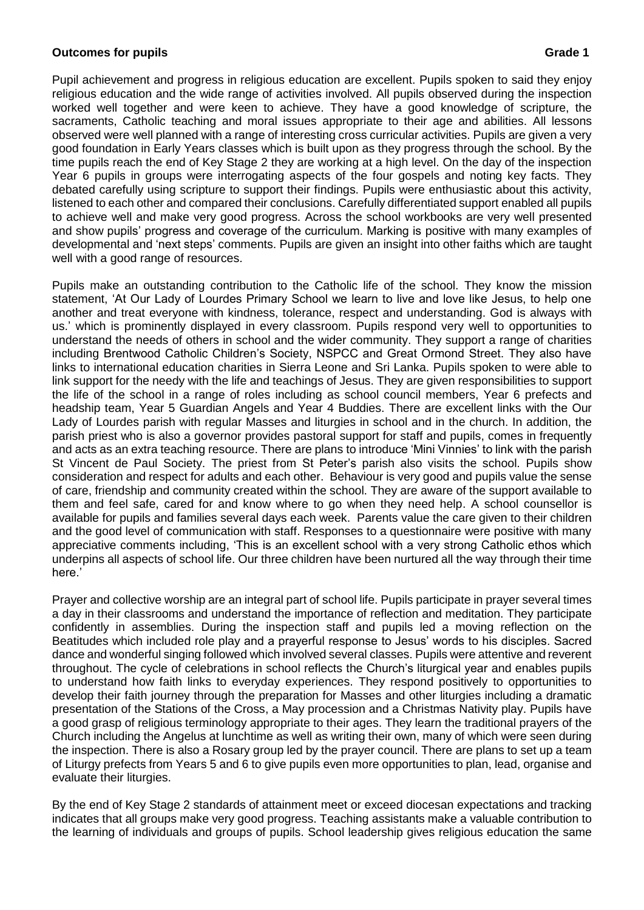**Outcomes for pupils Grade 1**

Pupil achievement and progress in religious education are excellent. Pupils spoken to said they enjoy religious education and the wide range of activities involved. All pupils observed during the inspection worked well together and were keen to achieve. They have a good knowledge of scripture, the sacraments, Catholic teaching and moral issues appropriate to their age and abilities. All lessons observed were well planned with a range of interesting cross curricular activities. Pupils are given a very good foundation in Early Years classes which is built upon as they progress through the school. By the time pupils reach the end of Key Stage 2 they are working at a high level. On the day of the inspection Year 6 pupils in groups were interrogating aspects of the four gospels and noting key facts. They debated carefully using scripture to support their findings. Pupils were enthusiastic about this activity, listened to each other and compared their conclusions. Carefully differentiated support enabled all pupils to achieve well and make very good progress. Across the school workbooks are very well presented and show pupils' progress and coverage of the curriculum. Marking is positive with many examples of developmental and 'next steps' comments. Pupils are given an insight into other faiths which are taught well with a good range of resources.

Pupils make an outstanding contribution to the Catholic life of the school. They know the mission statement, 'At Our Lady of Lourdes Primary School we learn to live and love like Jesus, to help one another and treat everyone with kindness, tolerance, respect and understanding. God is always with us.' which is prominently displayed in every classroom. Pupils respond very well to opportunities to understand the needs of others in school and the wider community. They support a range of charities including Brentwood Catholic Children's Society, NSPCC and Great Ormond Street. They also have links to international education charities in Sierra Leone and Sri Lanka. Pupils spoken to were able to link support for the needy with the life and teachings of Jesus. They are given responsibilities to support the life of the school in a range of roles including as school council members, Year 6 prefects and headship team, Year 5 Guardian Angels and Year 4 Buddies. There are excellent links with the Our Lady of Lourdes parish with regular Masses and liturgies in school and in the church. In addition, the parish priest who is also a governor provides pastoral support for staff and pupils, comes in frequently and acts as an extra teaching resource. There are plans to introduce 'Mini Vinnies' to link with the parish St Vincent de Paul Society. The priest from St Peter's parish also visits the school. Pupils show consideration and respect for adults and each other. Behaviour is very good and pupils value the sense of care, friendship and community created within the school. They are aware of the support available to them and feel safe, cared for and know where to go when they need help. A school counsellor is available for pupils and families several days each week. Parents value the care given to their children and the good level of communication with staff. Responses to a questionnaire were positive with many appreciative comments including, 'This is an excellent school with a very strong Catholic ethos which underpins all aspects of school life. Our three children have been nurtured all the way through their time here.'

Prayer and collective worship are an integral part of school life. Pupils participate in prayer several times a day in their classrooms and understand the importance of reflection and meditation. They participate confidently in assemblies. During the inspection staff and pupils led a moving reflection on the Beatitudes which included role play and a prayerful response to Jesus' words to his disciples. Sacred dance and wonderful singing followed which involved several classes. Pupils were attentive and reverent throughout. The cycle of celebrations in school reflects the Church's liturgical year and enables pupils to understand how faith links to everyday experiences. They respond positively to opportunities to develop their faith journey through the preparation for Masses and other liturgies including a dramatic presentation of the Stations of the Cross, a May procession and a Christmas Nativity play. Pupils have a good grasp of religious terminology appropriate to their ages. They learn the traditional prayers of the Church including the Angelus at lunchtime as well as writing their own, many of which were seen during the inspection. There is also a Rosary group led by the prayer council. There are plans to set up a team of Liturgy prefects from Years 5 and 6 to give pupils even more opportunities to plan, lead, organise and evaluate their liturgies.

By the end of Key Stage 2 standards of attainment meet or exceed diocesan expectations and tracking indicates that all groups make very good progress. Teaching assistants make a valuable contribution to the learning of individuals and groups of pupils. School leadership gives religious education the same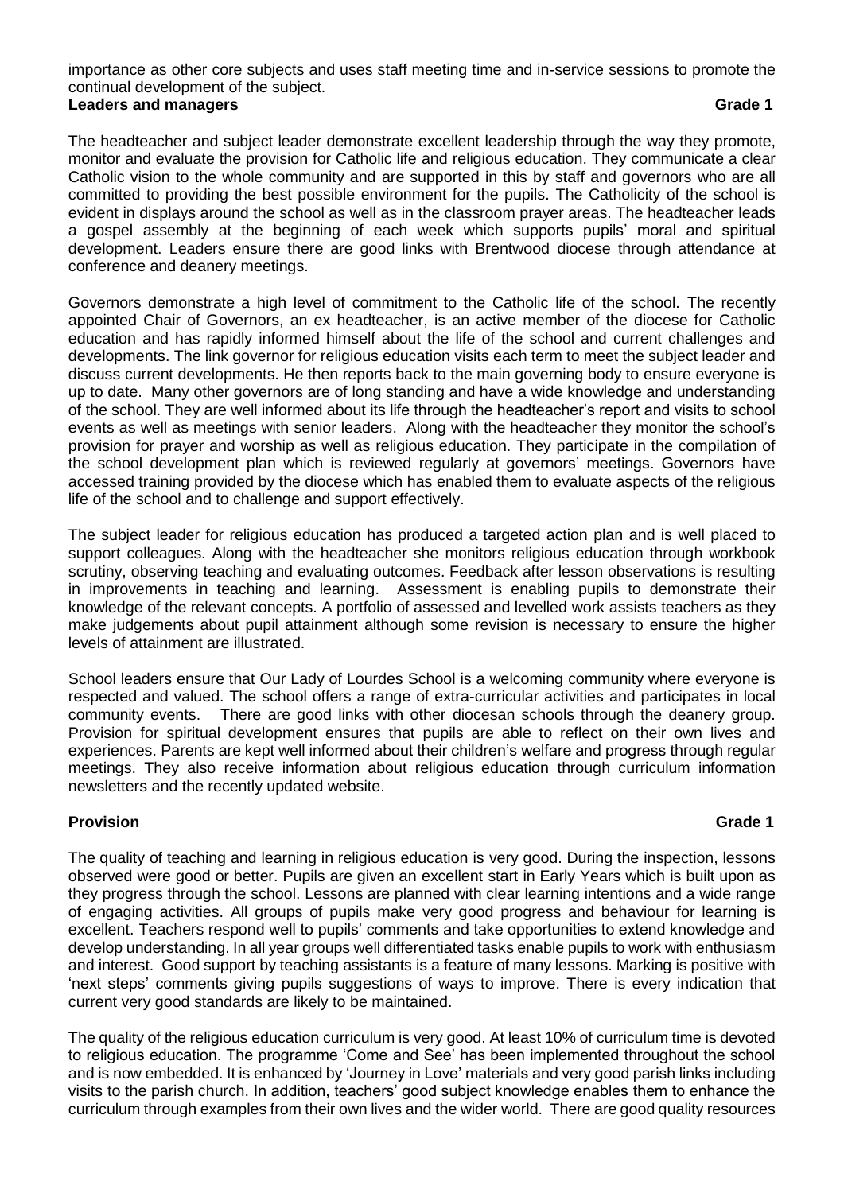importance as other core subjects and uses staff meeting time and in-service sessions to promote the continual development of the subject.

**Leaders and managers** **Grade 1**

The headteacher and subject leader demonstrate excellent leadership through the way they promote, monitor and evaluate the provision for Catholic life and religious education. They communicate a clear Catholic vision to the whole community and are supported in this by staff and governors who are all committed to providing the best possible environment for the pupils. The Catholicity of the school is evident in displays around the school as well as in the classroom prayer areas. The headteacher leads a gospel assembly at the beginning of each week which supports pupils' moral and spiritual development. Leaders ensure there are good links with Brentwood diocese through attendance at conference and deanery meetings.

Governors demonstrate a high level of commitment to the Catholic life of the school. The recently appointed Chair of Governors, an ex headteacher, is an active member of the diocese for Catholic education and has rapidly informed himself about the life of the school and current challenges and developments. The link governor for religious education visits each term to meet the subject leader and discuss current developments. He then reports back to the main governing body to ensure everyone is up to date. Many other governors are of long standing and have a wide knowledge and understanding of the school. They are well informed about its life through the headteacher's report and visits to school events as well as meetings with senior leaders. Along with the headteacher they monitor the school's provision for prayer and worship as well as religious education. They participate in the compilation of the school development plan which is reviewed regularly at governors' meetings. Governors have accessed training provided by the diocese which has enabled them to evaluate aspects of the religious life of the school and to challenge and support effectively.

The subject leader for religious education has produced a targeted action plan and is well placed to support colleagues. Along with the headteacher she monitors religious education through workbook scrutiny, observing teaching and evaluating outcomes. Feedback after lesson observations is resulting in improvements in teaching and learning. Assessment is enabling pupils to demonstrate their knowledge of the relevant concepts. A portfolio of assessed and levelled work assists teachers as they make judgements about pupil attainment although some revision is necessary to ensure the higher levels of attainment are illustrated.

School leaders ensure that Our Lady of Lourdes School is a welcoming community where everyone is respected and valued. The school offers a range of extra-curricular activities and participates in local community events. There are good links with other diocesan schools through the deanery group. Provision for spiritual development ensures that pupils are able to reflect on their own lives and experiences. Parents are kept well informed about their children's welfare and progress through regular meetings. They also receive information about religious education through curriculum information newsletters and the recently updated website.

**Provision** **Grade 1**

The quality of teaching and learning in religious education is very good. During the inspection, lessons observed were good or better. Pupils are given an excellent start in Early Years which is built upon as they progress through the school. Lessons are planned with clear learning intentions and a wide range of engaging activities. All groups of pupils make very good progress and behaviour for learning is excellent. Teachers respond well to pupils' comments and take opportunities to extend knowledge and develop understanding. In all year groups well differentiated tasks enable pupils to work with enthusiasm and interest. Good support by teaching assistants is a feature of many lessons. Marking is positive with 'next steps' comments giving pupils suggestions of ways to improve. There is every indication that current very good standards are likely to be maintained.

The quality of the religious education curriculum is very good. At least 10% of curriculum time is devoted to religious education. The programme 'Come and See' has been implemented throughout the school and is now embedded. It is enhanced by 'Journey in Love' materials and very good parish links including visits to the parish church. In addition, teachers' good subject knowledge enables them to enhance the curriculum through examples from their own lives and the wider world. There are good quality resources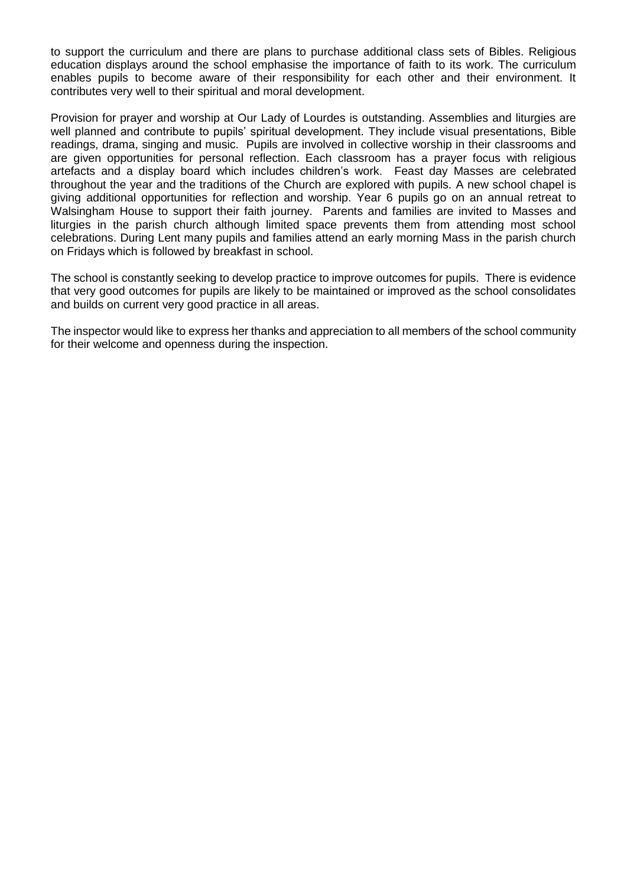to support the curriculum and there are plans to purchase additional class sets of Bibles. Religious education displays around the school emphasise the importance of faith to its work. The curriculum enables pupils to become aware of their responsibility for each other and their environment. It contributes very well to their spiritual and moral development.

Provision for prayer and worship at Our Lady of Lourdes is outstanding. Assemblies and liturgies are well planned and contribute to pupils' spiritual development. They include visual presentations, Bible readings, drama, singing and music. Pupils are involved in collective worship in their classrooms and are given opportunities for personal reflection. Each classroom has a prayer focus with religious artefacts and a display board which includes children's work. Feast day Masses are celebrated throughout the year and the traditions of the Church are explored with pupils. A new school chapel is giving additional opportunities for reflection and worship. Year 6 pupils go on an annual retreat to Walsingham House to support their faith journey. Parents and families are invited to Masses and liturgies in the parish church although limited space prevents them from attending most school celebrations. During Lent many pupils and families attend an early morning Mass in the parish church on Fridays which is followed by breakfast in school.

The school is constantly seeking to develop practice to improve outcomes for pupils. There is evidence that very good outcomes for pupils are likely to be maintained or improved as the school consolidates and builds on current very good practice in all areas.

The inspector would like to express her thanks and appreciation to all members of the school community for their welcome and openness during the inspection.